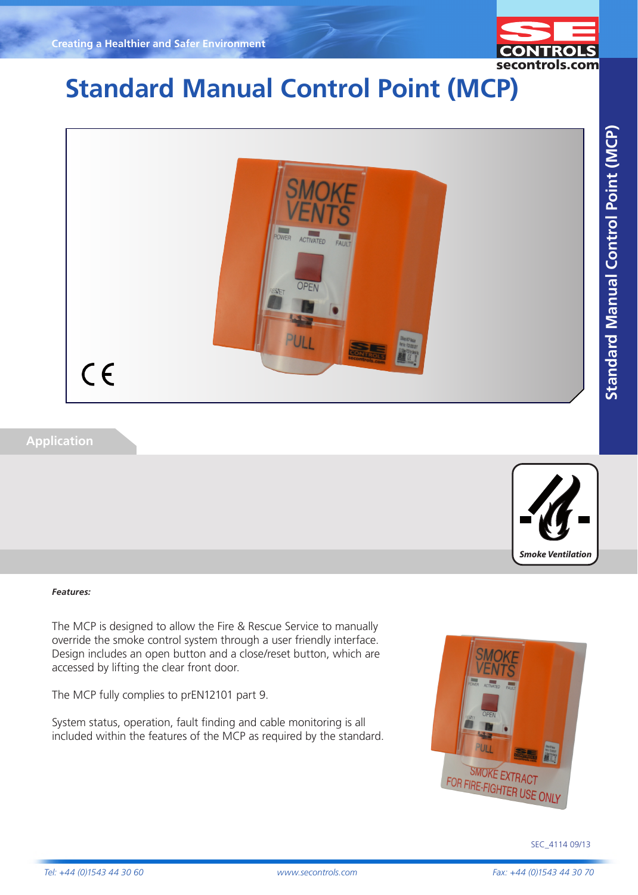# Standard Manual Control Point (MCP)

## Application

*Smoke Ventilation*

***Features:***

The MCP is designed to allow the Fire & Rescue Service to manually override the smoke control system through a user friendly interface. Design includes an open button and a close/reset button, which are accessed by lifting the clear front door.

The MCP fully complies to prEN12101 part 9.

System status, operation, fault finding and cable monitoring is all included within the features of the MCP as required by the standard.

SEC_4114 09/13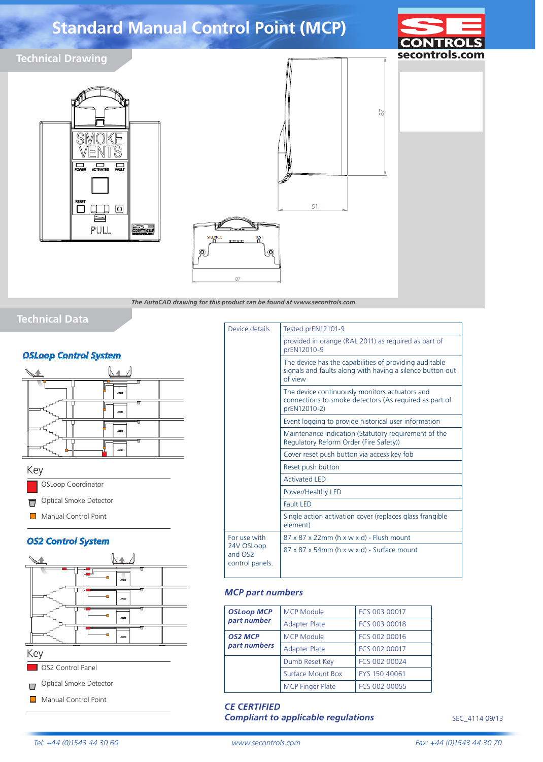# Standard Manual Control Point (MCP)

## Technical Drawing

SMOKE VENTS

POWER ACTIVATED FAULT

RESET

PULL

SILENCE TEST

87

51

87

*The AutoCAD drawing for this product can be found at www.secontrols.com*

## Technical Data

### OSLoop Control System

Key

- OSLoop Coordinator
- Optical Smoke Detector
- Manual Control Point

### OS2 Control System

Key

- OS2 Control Panel
- Optical Smoke Detector
- Manual Control Point

| | |
|---|---|
| Device details | Tested prEN12101-9 |
| | provided in orange (RAL 2011) as required as part of prEN12010-9 |
| | The device has the capabilities of providing auditable signals and faults along with having a silence button out of view |
| | The device continuously monitors actuators and connections to smoke detectors (As required as part of prEN12010-2) |
| | Event logging to provide historical user information |
| | Maintenance indication (Statutory requirement of the Regulatory Reform Order (Fire Safety)) |
| | Cover reset push button via access key fob |
| | Reset push button |
| | Activated LED |
| | Power/Healthy LED |
| | Fault LED |
| | Single action activation cover (replaces glass frangible element) |
| For use with 24V OSLoop and OS2 control panels. | 87 x 87 x 22mm (h x w x d) - Flush mount |
| | 87 x 87 x 54mm (h x w x d) - Surface mount |

### MCP part numbers

| | | |
|---|---|---|
| ***OSLoop MCP part number*** | MCP Module | FCS 003 00017 |
| | Adapter Plate | FCS 003 00018 |
| ***OS2 MCP part numbers*** | MCP Module | FCS 002 00016 |
| | Adapter Plate | FCS 002 00017 |
| | Dumb Reset Key | FCS 002 00024 |
| | Surface Mount Box | FYS 150 40061 |
| | MCP Finger Plate | FCS 002 00055 |

***CE CERTIFIED***
***Compliant to applicable regulations***

SEC_4114 09/13

*Tel: +44 (0)1543 44 30 60* *www.secontrols.com* *Fax: +44 (0)1543 44 30 70*